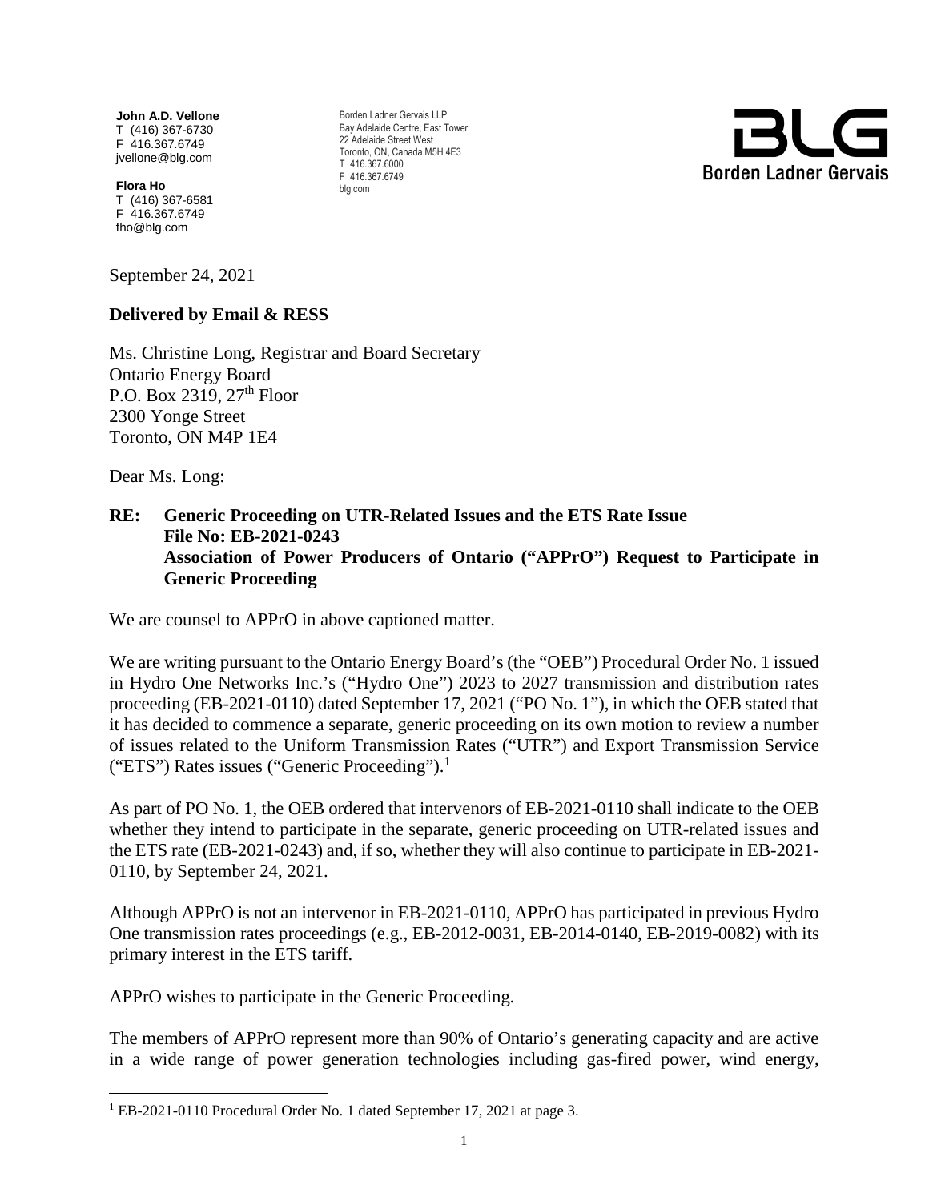**John A.D. Vellone**
T (416) 367-6730
F 416.367.6749
jvellone@blg.com

**Flora Ho**
T (416) 367-6581
F 416.367.6749
fho@blg.com

Borden Ladner Gervais LLP
Bay Adelaide Centre, East Tower
22 Adelaide Street West
Toronto, ON, Canada M5H 4E3
T 416.367.6000
F 416.367.6749
blg.com

BLG
Borden Ladner Gervais

September 24, 2021

**Delivered by Email & RESS**

Ms. Christine Long, Registrar and Board Secretary
Ontario Energy Board
P.O. Box 2319, 27th Floor
2300 Yonge Street
Toronto, ON M4P 1E4

Dear Ms. Long:

**RE: Generic Proceeding on UTR-Related Issues and the ETS Rate Issue**
**File No: EB-2021-0243**
**Association of Power Producers of Ontario ("APPrO") Request to Participate in Generic Proceeding**

We are counsel to APPrO in above captioned matter.

We are writing pursuant to the Ontario Energy Board's (the "OEB") Procedural Order No. 1 issued in Hydro One Networks Inc.'s ("Hydro One") 2023 to 2027 transmission and distribution rates proceeding (EB-2021-0110) dated September 17, 2021 ("PO No. 1"), in which the OEB stated that it has decided to commence a separate, generic proceeding on its own motion to review a number of issues related to the Uniform Transmission Rates ("UTR") and Export Transmission Service ("ETS") Rates issues ("Generic Proceeding").[1]

As part of PO No. 1, the OEB ordered that intervenors of EB-2021-0110 shall indicate to the OEB whether they intend to participate in the separate, generic proceeding on UTR-related issues and the ETS rate (EB-2021-0243) and, if so, whether they will also continue to participate in EB-2021-0110, by September 24, 2021.

Although APPrO is not an intervenor in EB-2021-0110, APPrO has participated in previous Hydro One transmission rates proceedings (e.g., EB-2012-0031, EB-2014-0140, EB-2019-0082) with its primary interest in the ETS tariff.

APPrO wishes to participate in the Generic Proceeding.

The members of APPrO represent more than 90% of Ontario's generating capacity and are active in a wide range of power generation technologies including gas-fired power, wind energy,

[1] EB-2021-0110 Procedural Order No. 1 dated September 17, 2021 at page 3.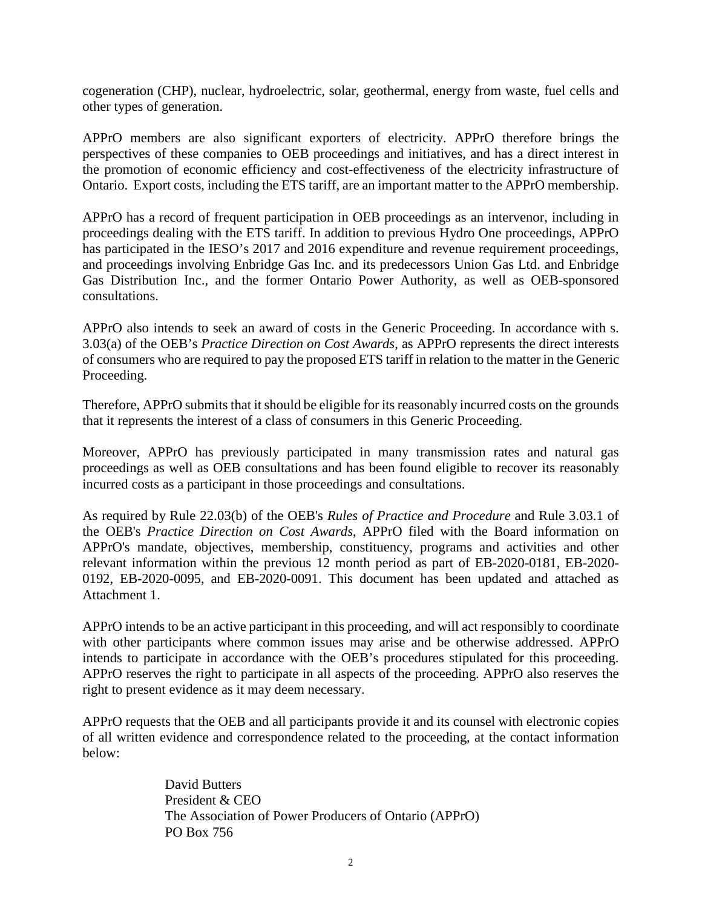cogeneration (CHP), nuclear, hydroelectric, solar, geothermal, energy from waste, fuel cells and other types of generation.

APPrO members are also significant exporters of electricity. APPrO therefore brings the perspectives of these companies to OEB proceedings and initiatives, and has a direct interest in the promotion of economic efficiency and cost-effectiveness of the electricity infrastructure of Ontario. Export costs, including the ETS tariff, are an important matter to the APPrO membership.

APPrO has a record of frequent participation in OEB proceedings as an intervenor, including in proceedings dealing with the ETS tariff. In addition to previous Hydro One proceedings, APPrO has participated in the IESO's 2017 and 2016 expenditure and revenue requirement proceedings, and proceedings involving Enbridge Gas Inc. and its predecessors Union Gas Ltd. and Enbridge Gas Distribution Inc., and the former Ontario Power Authority, as well as OEB-sponsored consultations.

APPrO also intends to seek an award of costs in the Generic Proceeding. In accordance with s. 3.03(a) of the OEB's *Practice Direction on Cost Awards*, as APPrO represents the direct interests of consumers who are required to pay the proposed ETS tariff in relation to the matter in the Generic Proceeding.

Therefore, APPrO submits that it should be eligible for its reasonably incurred costs on the grounds that it represents the interest of a class of consumers in this Generic Proceeding.

Moreover, APPrO has previously participated in many transmission rates and natural gas proceedings as well as OEB consultations and has been found eligible to recover its reasonably incurred costs as a participant in those proceedings and consultations.

As required by Rule 22.03(b) of the OEB's *Rules of Practice and Procedure* and Rule 3.03.1 of the OEB's *Practice Direction on Cost Awards*, APPrO filed with the Board information on APPrO's mandate, objectives, membership, constituency, programs and activities and other relevant information within the previous 12 month period as part of EB-2020-0181, EB-2020-0192, EB-2020-0095, and EB-2020-0091. This document has been updated and attached as Attachment 1.

APPrO intends to be an active participant in this proceeding, and will act responsibly to coordinate with other participants where common issues may arise and be otherwise addressed. APPrO intends to participate in accordance with the OEB's procedures stipulated for this proceeding. APPrO reserves the right to participate in all aspects of the proceeding. APPrO also reserves the right to present evidence as it may deem necessary.

APPrO requests that the OEB and all participants provide it and its counsel with electronic copies of all written evidence and correspondence related to the proceeding, at the contact information below:

> David Butters
> President & CEO
> The Association of Power Producers of Ontario (APPrO)
> PO Box 756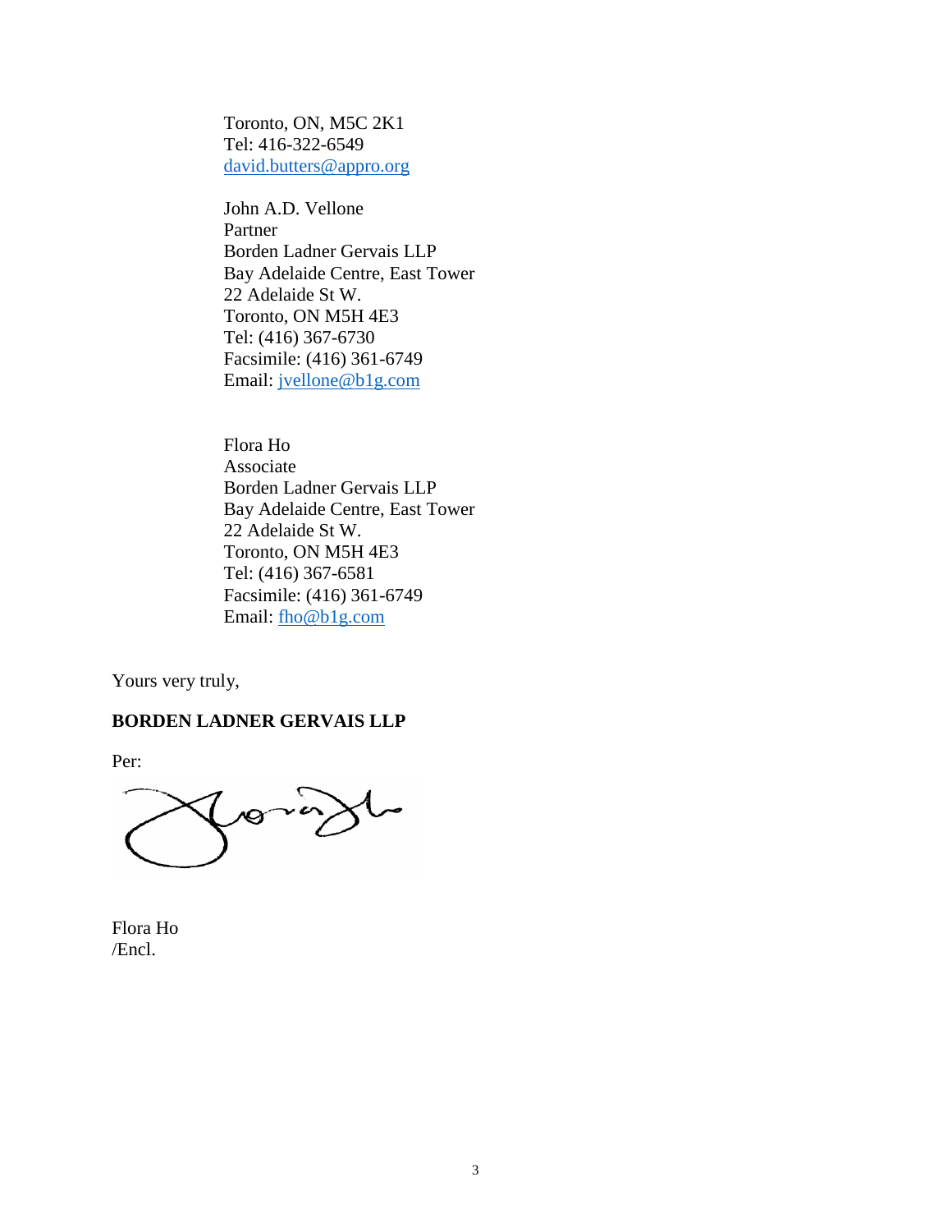Toronto, ON, M5C 2K1
Tel: 416-322-6549
david.butters@appro.org

John A.D. Vellone
Partner
Borden Ladner Gervais LLP
Bay Adelaide Centre, East Tower
22 Adelaide St W.
Toronto, ON M5H 4E3
Tel: (416) 367-6730
Facsimile: (416) 361-6749
Email: jvellone@blg.com

Flora Ho
Associate
Borden Ladner Gervais LLP
Bay Adelaide Centre, East Tower
22 Adelaide St W.
Toronto, ON M5H 4E3
Tel: (416) 367-6581
Facsimile: (416) 361-6749
Email: fho@blg.com

Yours very truly,

**BORDEN LADNER GERVAIS LLP**

Per:

Flora Ho
/Encl.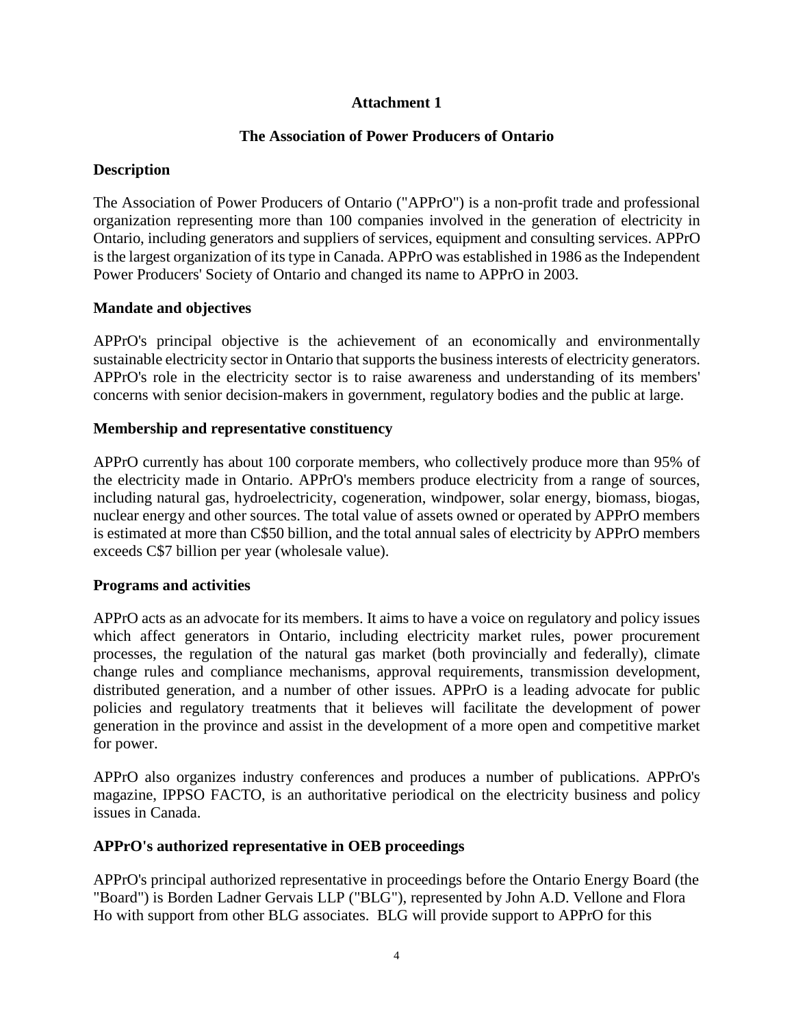**Attachment 1**

**The Association of Power Producers of Ontario**

## Description

The Association of Power Producers of Ontario ("APPrO") is a non-profit trade and professional organization representing more than 100 companies involved in the generation of electricity in Ontario, including generators and suppliers of services, equipment and consulting services. APPrO is the largest organization of its type in Canada. APPrO was established in 1986 as the Independent Power Producers' Society of Ontario and changed its name to APPrO in 2003.

## Mandate and objectives

APPrO's principal objective is the achievement of an economically and environmentally sustainable electricity sector in Ontario that supports the business interests of electricity generators. APPrO's role in the electricity sector is to raise awareness and understanding of its members' concerns with senior decision-makers in government, regulatory bodies and the public at large.

## Membership and representative constituency

APPrO currently has about 100 corporate members, who collectively produce more than 95% of the electricity made in Ontario. APPrO's members produce electricity from a range of sources, including natural gas, hydroelectricity, cogeneration, windpower, solar energy, biomass, biogas, nuclear energy and other sources. The total value of assets owned or operated by APPrO members is estimated at more than C$50 billion, and the total annual sales of electricity by APPrO members exceeds C$7 billion per year (wholesale value).

## Programs and activities

APPrO acts as an advocate for its members. It aims to have a voice on regulatory and policy issues which affect generators in Ontario, including electricity market rules, power procurement processes, the regulation of the natural gas market (both provincially and federally), climate change rules and compliance mechanisms, approval requirements, transmission development, distributed generation, and a number of other issues. APPrO is a leading advocate for public policies and regulatory treatments that it believes will facilitate the development of power generation in the province and assist in the development of a more open and competitive market for power.

APPrO also organizes industry conferences and produces a number of publications. APPrO's magazine, IPPSO FACTO, is an authoritative periodical on the electricity business and policy issues in Canada.

## APPrO's authorized representative in OEB proceedings

APPrO's principal authorized representative in proceedings before the Ontario Energy Board (the "Board") is Borden Ladner Gervais LLP ("BLG"), represented by John A.D. Vellone and Flora Ho with support from other BLG associates. BLG will provide support to APPrO for this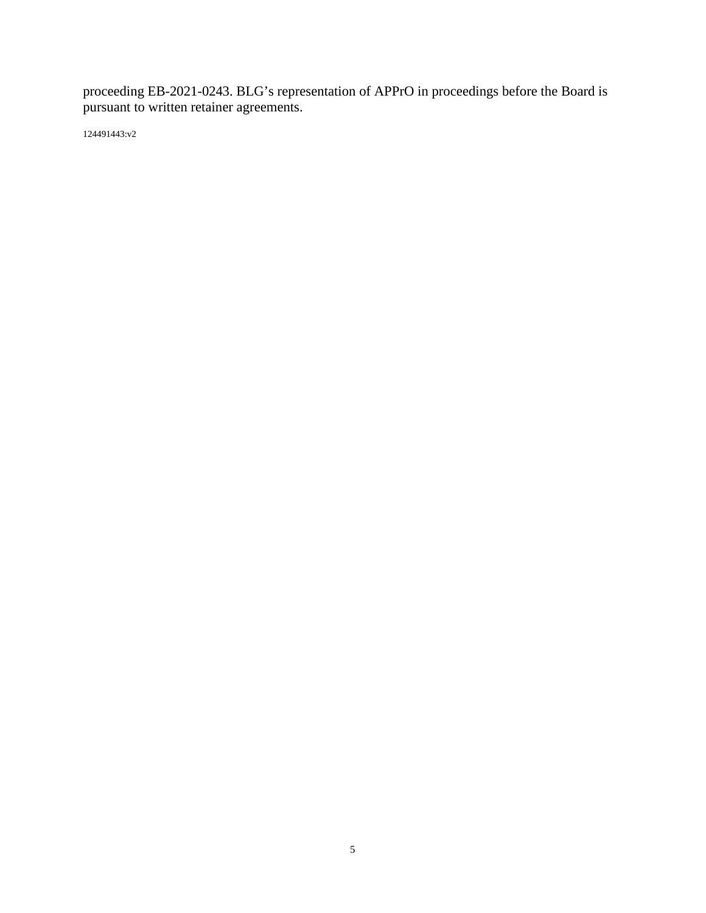proceeding EB-2021-0243. BLG's representation of APPrO in proceedings before the Board is pursuant to written retainer agreements.

124491443:v2